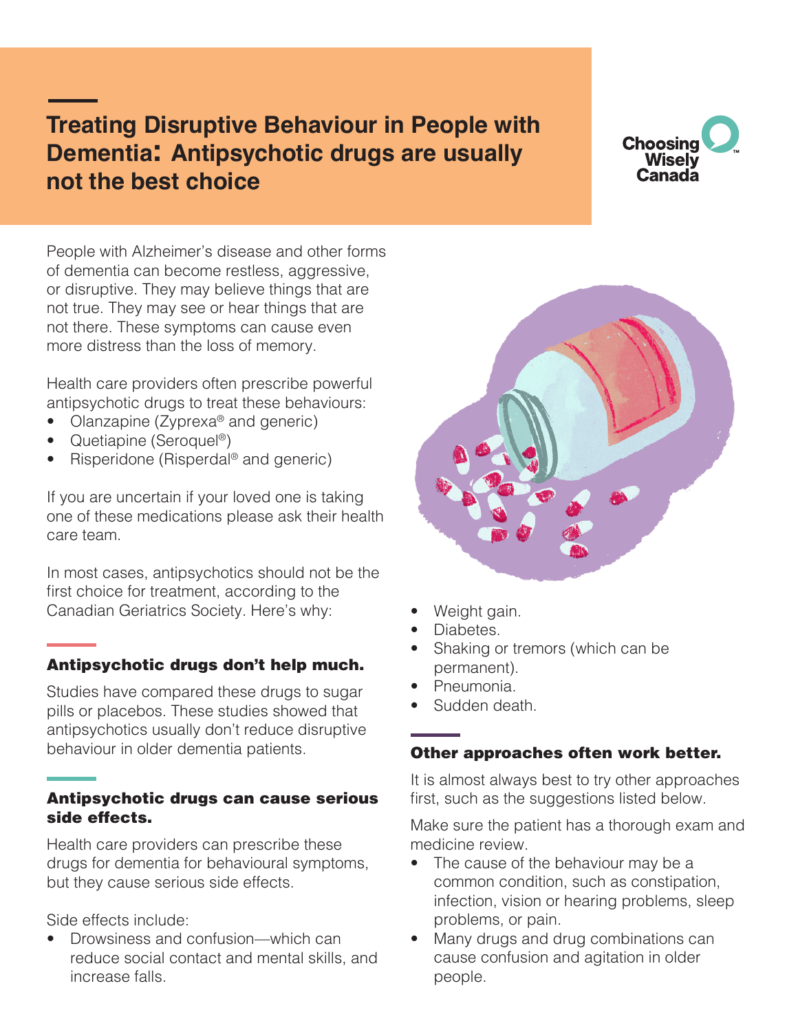# Treating Disruptive Behaviour in People with Dementia: Antipsychotic drugs are usually not the best choice

Choosing Wisely Canada

People with Alzheimer's disease and other forms of dementia can become restless, aggressive, or disruptive. They may believe things that are not true. They may see or hear things that are not there. These symptoms can cause even more distress than the loss of memory.

Health care providers often prescribe powerful antipsychotic drugs to treat these behaviours:

- Olanzapine (Zyprexa® and generic)
- Quetiapine (Seroquel®)
- Risperidone (Risperdal® and generic)

If you are uncertain if your loved one is taking one of these medications please ask their health care team.

In most cases, antipsychotics should not be the first choice for treatment, according to the Canadian Geriatrics Society. Here's why:

### Antipsychotic drugs don't help much.

Studies have compared these drugs to sugar pills or placebos. These studies showed that antipsychotics usually don't reduce disruptive behaviour in older dementia patients.

### Antipsychotic drugs can cause serious side effects.

Health care providers can prescribe these drugs for dementia for behavioural symptoms, but they cause serious side effects.

Side effects include:

- Drowsiness and confusion—which can reduce social contact and mental skills, and increase falls.
- Weight gain.
- Diabetes.
- Shaking or tremors (which can be permanent).
- Pneumonia.
- Sudden death.

### Other approaches often work better.

It is almost always best to try other approaches first, such as the suggestions listed below.

Make sure the patient has a thorough exam and medicine review.

- The cause of the behaviour may be a common condition, such as constipation, infection, vision or hearing problems, sleep problems, or pain.
- Many drugs and drug combinations can cause confusion and agitation in older people.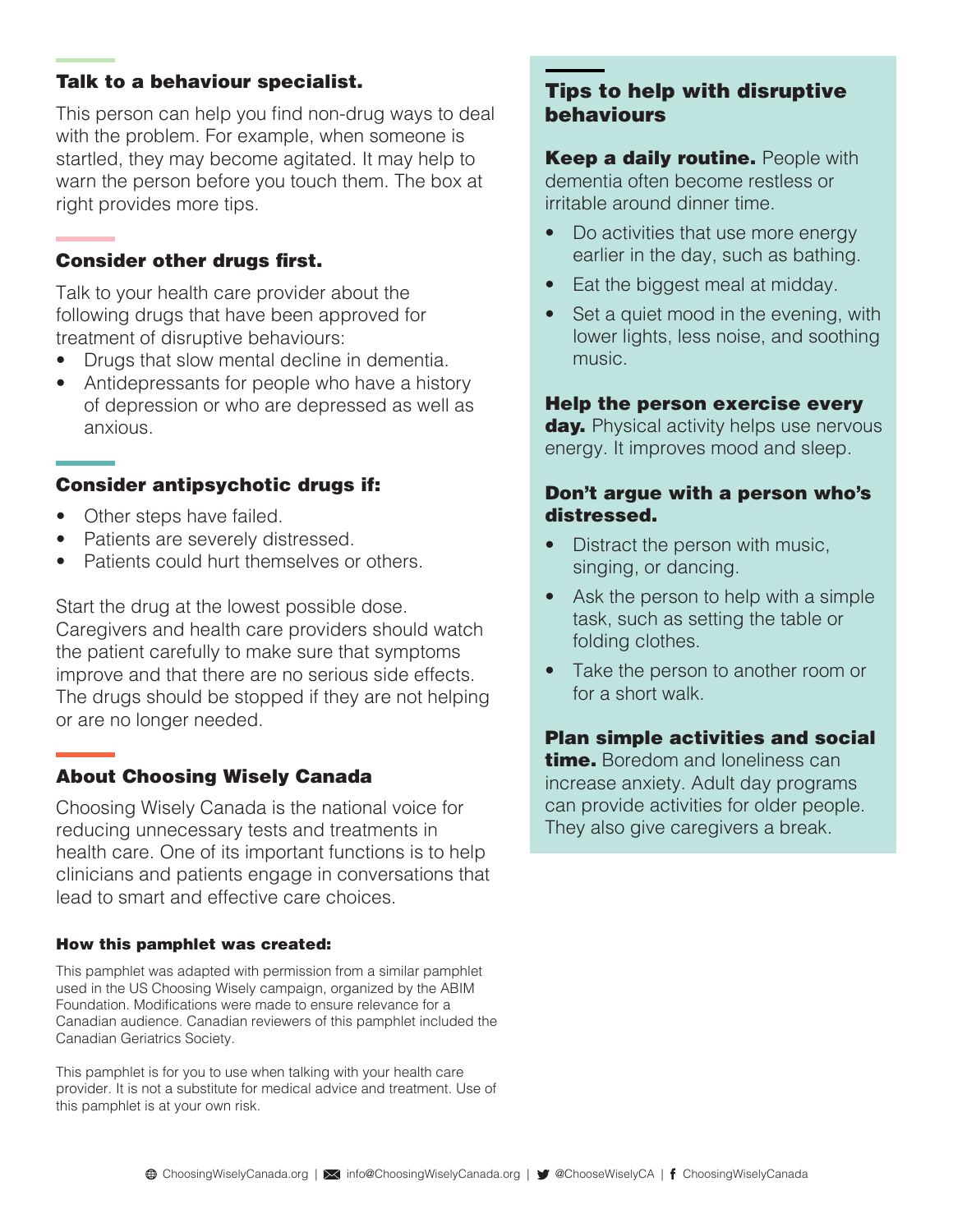### Talk to a behaviour specialist.

This person can help you find non-drug ways to deal with the problem. For example, when someone is startled, they may become agitated. It may help to warn the person before you touch them. The box at right provides more tips.

### Consider other drugs first.

Talk to your health care provider about the following drugs that have been approved for treatment of disruptive behaviours:

- Drugs that slow mental decline in dementia.
- Antidepressants for people who have a history of depression or who are depressed as well as anxious.

### Consider antipsychotic drugs if:

- Other steps have failed.
- Patients are severely distressed.
- Patients could hurt themselves or others.

Start the drug at the lowest possible dose. Caregivers and health care providers should watch the patient carefully to make sure that symptoms improve and that there are no serious side effects. The drugs should be stopped if they are not helping or are no longer needed.

### About Choosing Wisely Canada

Choosing Wisely Canada is the national voice for reducing unnecessary tests and treatments in health care. One of its important functions is to help clinicians and patients engage in conversations that lead to smart and effective care choices.

#### How this pamphlet was created:

This pamphlet was adapted with permission from a similar pamphlet used in the US Choosing Wisely campaign, organized by the ABIM Foundation. Modifications were made to ensure relevance for a Canadian audience. Canadian reviewers of this pamphlet included the Canadian Geriatrics Society.

This pamphlet is for you to use when talking with your health care provider. It is not a substitute for medical advice and treatment. Use of this pamphlet is at your own risk.

## Tips to help with disruptive behaviours

**Keep a daily routine.** People with dementia often become restless or irritable around dinner time.

- Do activities that use more energy earlier in the day, such as bathing.
- Eat the biggest meal at midday.
- Set a quiet mood in the evening, with lower lights, less noise, and soothing music.

**Help the person exercise every day.** Physical activity helps use nervous energy. It improves mood and sleep.

**Don't argue with a person who's distressed.**

- Distract the person with music, singing, or dancing.
- Ask the person to help with a simple task, such as setting the table or folding clothes.
- Take the person to another room or for a short walk.

**Plan simple activities and social time.** Boredom and loneliness can increase anxiety. Adult day programs can provide activities for older people. They also give caregivers a break.

ChoosingWiselyCanada.org | info@ChoosingWiselyCanada.org | @ChooseWiselyCA | ChoosingWiselyCanada